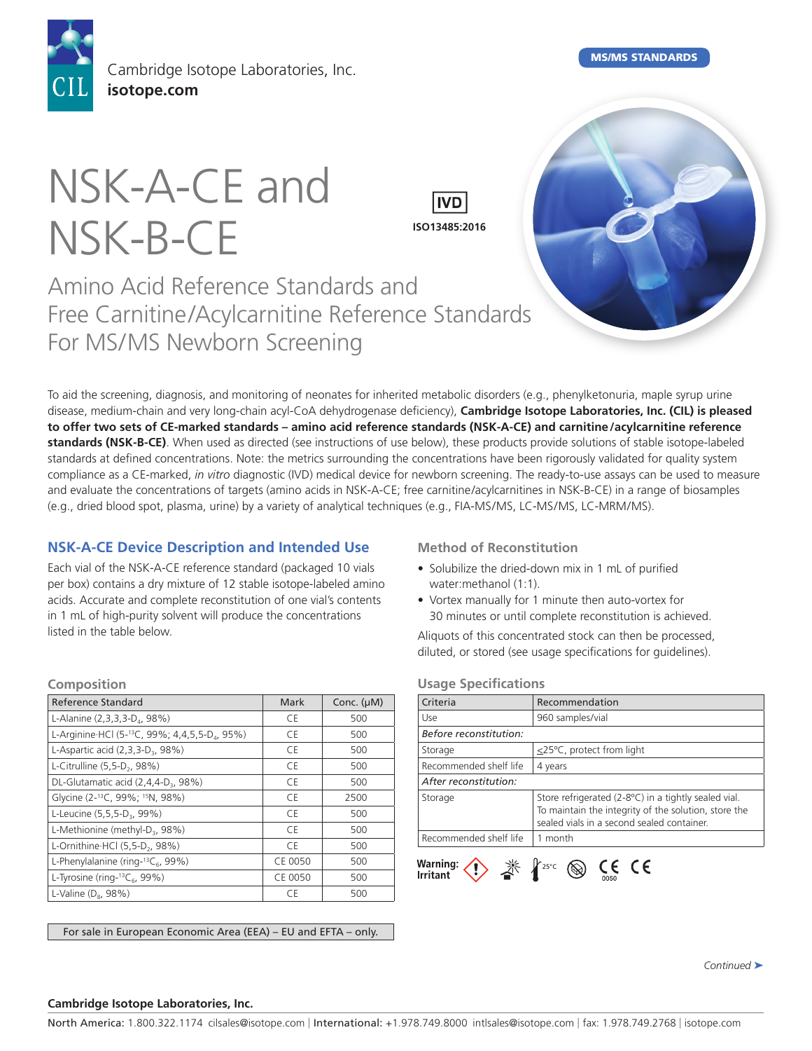MS/MS STANDARDS

Cambridge Isotope Laboratories, Inc.
**isotope.com**

# NSK-A-CE and NSK-B-CE

IVD
ISO13485:2016

## Amino Acid Reference Standards and Free Carnitine/Acylcarnitine Reference Standards For MS/MS Newborn Screening

To aid the screening, diagnosis, and monitoring of neonates for inherited metabolic disorders (e.g., phenylketonuria, maple syrup urine disease, medium-chain and very long-chain acyl-CoA dehydrogenase deficiency), **Cambridge Isotope Laboratories, Inc. (CIL) is pleased to offer two sets of CE-marked standards – amino acid reference standards (NSK-A-CE) and carnitine/acylcarnitine reference standards (NSK-B-CE)**. When used as directed (see instructions of use below), these products provide solutions of stable isotope-labeled standards at defined concentrations. Note: the metrics surrounding the concentrations have been rigorously validated for quality system compliance as a CE-marked, *in vitro* diagnostic (IVD) medical device for newborn screening. The ready-to-use assays can be used to measure and evaluate the concentrations of targets (amino acids in NSK-A-CE; free carnitine/acylcarnitines in NSK-B-CE) in a range of biosamples (e.g., dried blood spot, plasma, urine) by a variety of analytical techniques (e.g., FIA-MS/MS, LC-MS/MS, LC-MRM/MS).

### NSK-A-CE Device Description and Intended Use

Each vial of the NSK-A-CE reference standard (packaged 10 vials per box) contains a dry mixture of 12 stable isotope-labeled amino acids. Accurate and complete reconstitution of one vial's contents in 1 mL of high-purity solvent will produce the concentrations listed in the table below.

### Composition

| Reference Standard | Mark | Conc. (µM) |
|---|---|---|
| L-Alanine (2,3,3,3-$D_4$, 98%) | CE | 500 |
| L-Arginine·HCl (5-$^{13}C$, 99%; 4,4,5,5-$D_4$, 95%) | CE | 500 |
| L-Aspartic acid (2,3,3-$D_3$, 98%) | CE | 500 |
| L-Citrulline (5,5-$D_2$, 98%) | CE | 500 |
| DL-Glutamatic acid (2,4,4-$D_3$, 98%) | CE | 500 |
| Glycine (2-$^{13}C$, 99%; $^{15}N$, 98%) | CE | 2500 |
| L-Leucine (5,5,5-$D_3$, 99%) | CE | 500 |
| L-Methionine (methyl-$D_3$, 98%) | CE | 500 |
| L-Ornithine·HCl (5,5-$D_2$, 98%) | CE | 500 |
| L-Phenylalanine (ring-$^{13}C_6$, 99%) | CE 0050 | 500 |
| L-Tyrosine (ring-$^{13}C_6$, 99%) | CE 0050 | 500 |
| L-Valine ($D_8$, 98%) | CE | 500 |

For sale in European Economic Area (EEA) – EU and EFTA – only.

### Method of Reconstitution

- Solubilize the dried-down mix in 1 mL of purified water:methanol (1:1).
- Vortex manually for 1 minute then auto-vortex for 30 minutes or until complete reconstitution is achieved.

Aliquots of this concentrated stock can then be processed, diluted, or stored (see usage specifications for guidelines).

### Usage Specifications

| Criteria | Recommendation |
|---|---|
| Use | 960 samples/vial |
| *Before reconstitution:* | |
| Storage | ≤25°C, protect from light |
| Recommended shelf life | 4 years |
| *After reconstitution:* | |
| Storage | Store refrigerated (2-8°C) in a tightly sealed vial. To maintain the integrity of the solution, store the sealed vials in a second sealed container. |
| Recommended shelf life | 1 month |

**Warning: Irritant**

*Continued*

**Cambridge Isotope Laboratories, Inc.**

**North America:** 1.800.322.1174 cilsales@isotope.com | **International:** +1.978.749.8000 intlsales@isotope.com | fax: 1.978.749.2768 | isotope.com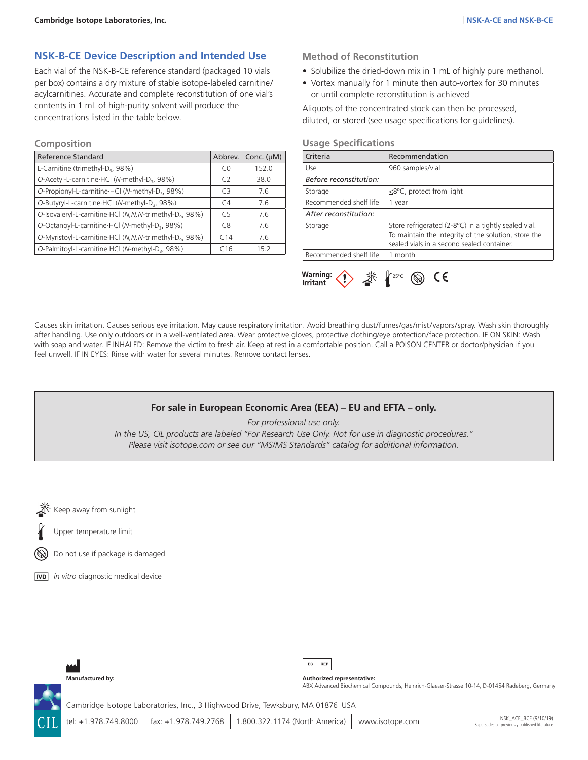## NSK-B-CE Device Description and Intended Use

Each vial of the NSK-B-CE reference standard (packaged 10 vials per box) contains a dry mixture of stable isotope-labeled carnitine/acylcarnitines. Accurate and complete reconstitution of one vial's contents in 1 mL of high-purity solvent will produce the concentrations listed in the table below.

### Composition

| Reference Standard | Abbrev. | Conc. (µM) |
|---|---|---|
| L-Carnitine (trimethyl-$D_9$, 98%) | C0 | 152.0 |
| *O*-Acetyl-L-carnitine·HCl (*N*-methyl-$D_3$, 98%) | C2 | 38.0 |
| *O*-Propionyl-L-carnitine·HCl (*N*-methyl-$D_3$, 98%) | C3 | 7.6 |
| *O*-Butyryl-L-carnitine·HCl (*N*-methyl-$D_3$, 98%) | C4 | 7.6 |
| *O*-Isovaleryl-L-carnitine·HCl (*N,N,N*-trimethyl-$D_9$, 98%) | C5 | 7.6 |
| *O*-Octanoyl-L-carnitine·HCl (*N*-methyl-$D_3$, 98%) | C8 | 7.6 |
| *O*-Myristoyl-L-carnitine·HCl (*N,N,N*-trimethyl-$D_9$, 98%) | C14 | 7.6 |
| *O*-Palmitoyl-L-carnitine·HCl (*N*-methyl-$D_3$, 98%) | C16 | 15.2 |

### Method of Reconstitution

- Solubilize the dried-down mix in 1 mL of highly pure methanol.
- Vortex manually for 1 minute then auto-vortex for 30 minutes or until complete reconstitution is achieved

Aliquots of the concentrated stock can then be processed, diluted, or stored (see usage specifications for guidelines).

### Usage Specifications

| Criteria | Recommendation |
|---|---|
| Use | 960 samples/vial |
| *Before reconstitution:* | |
| Storage | ≤8°C, protect from light |
| Recommended shelf life | 1 year |
| *After reconstitution:* | |
| Storage | Store refrigerated (2-8°C) in a tightly sealed vial. To maintain the integrity of the solution, store the sealed vials in a second sealed container. |
| Recommended shelf life | 1 month |

**Warning: Irritant**

25°C

Causes skin irritation. Causes serious eye irritation. May cause respiratory irritation. Avoid breathing dust/fumes/gas/mist/vapors/spray. Wash skin thoroughly after handling. Use only outdoors or in a well-ventilated area. Wear protective gloves, protective clothing/eye protection/face protection. IF ON SKIN: Wash with soap and water. IF INHALED: Remove the victim to fresh air. Keep at rest in a comfortable position. Call a POISON CENTER or doctor/physician if you feel unwell. IF IN EYES: Rinse with water for several minutes. Remove contact lenses.

**For sale in European Economic Area (EEA) – EU and EFTA – only.**

*For professional use only.*

*In the US, CIL products are labeled "For Research Use Only. Not for use in diagnostic procedures."*

*Please visit isotope.com or see our "MS/MS Standards" catalog for additional information.*

Keep away from sunlight

Upper temperature limit

Do not use if package is damaged

IVD *in vitro* diagnostic medical device

**Manufactured by:**

Cambridge Isotope Laboratories, Inc., 3 Highwood Drive, Tewksbury, MA 01876 USA

tel: +1.978.749.8000 | fax: +1.978.749.2768 | 1.800.322.1174 (North America) | www.isotope.com

EC REP

**Authorized representative:**

ABX Advanced Biochemical Compounds, Heinrich-Glaeser-Strasse 10-14, D-01454 Radeberg, Germany

NSK_ACE_BCE (9/10/19)
Supersedes all previously published literature